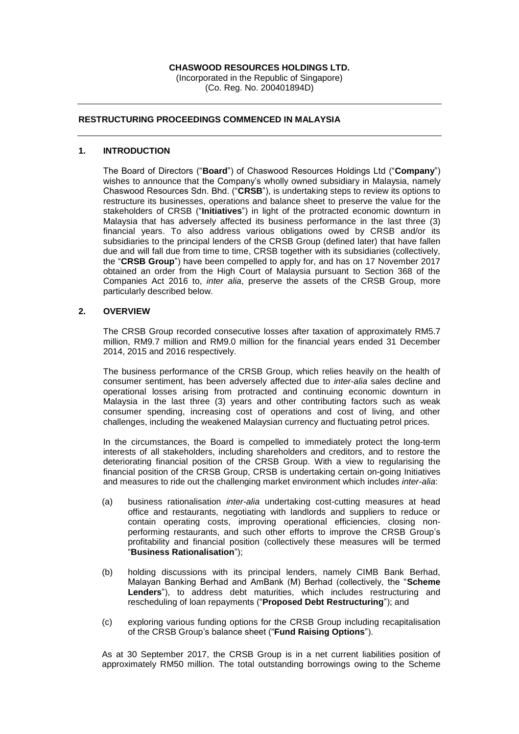**CHASWOOD RESOURCES HOLDINGS LTD.**
(Incorporated in the Republic of Singapore)
(Co. Reg. No. 200401894D)

---

**RESTRUCTURING PROCEEDINGS COMMENCED IN MALAYSIA**

---

## 1. INTRODUCTION

The Board of Directors ("**Board**") of Chaswood Resources Holdings Ltd ("**Company**") wishes to announce that the Company's wholly owned subsidiary in Malaysia, namely Chaswood Resources Sdn. Bhd. ("**CRSB**"), is undertaking steps to review its options to restructure its businesses, operations and balance sheet to preserve the value for the stakeholders of CRSB ("**Initiatives**") in light of the protracted economic downturn in Malaysia that has adversely affected its business performance in the last three (3) financial years. To also address various obligations owed by CRSB and/or its subsidiaries to the principal lenders of the CRSB Group (defined later) that have fallen due and will fall due from time to time, CRSB together with its subsidiaries (collectively, the "**CRSB Group**") have been compelled to apply for, and has on 17 November 2017 obtained an order from the High Court of Malaysia pursuant to Section 368 of the Companies Act 2016 to, *inter alia*, preserve the assets of the CRSB Group, more particularly described below.

## 2. OVERVIEW

The CRSB Group recorded consecutive losses after taxation of approximately RM5.7 million, RM9.7 million and RM9.0 million for the financial years ended 31 December 2014, 2015 and 2016 respectively.

The business performance of the CRSB Group, which relies heavily on the health of consumer sentiment, has been adversely affected due to *inter-alia* sales decline and operational losses arising from protracted and continuing economic downturn in Malaysia in the last three (3) years and other contributing factors such as weak consumer spending, increasing cost of operations and cost of living, and other challenges, including the weakened Malaysian currency and fluctuating petrol prices.

In the circumstances, the Board is compelled to immediately protect the long-term interests of all stakeholders, including shareholders and creditors, and to restore the deteriorating financial position of the CRSB Group. With a view to regularising the financial position of the CRSB Group, CRSB is undertaking certain on-going Initiatives and measures to ride out the challenging market environment which includes *inter-alia*:

(a) business rationalisation *inter-alia* undertaking cost-cutting measures at head office and restaurants, negotiating with landlords and suppliers to reduce or contain operating costs, improving operational efficiencies, closing non-performing restaurants, and such other efforts to improve the CRSB Group's profitability and financial position (collectively these measures will be termed "**Business Rationalisation**");

(b) holding discussions with its principal lenders, namely CIMB Bank Berhad, Malayan Banking Berhad and AmBank (M) Berhad (collectively, the "**Scheme Lenders**"), to address debt maturities, which includes restructuring and rescheduling of loan repayments ("**Proposed Debt Restructuring**"); and

(c) exploring various funding options for the CRSB Group including recapitalisation of the CRSB Group's balance sheet ("**Fund Raising Options**").

As at 30 September 2017, the CRSB Group is in a net current liabilities position of approximately RM50 million. The total outstanding borrowings owing to the Scheme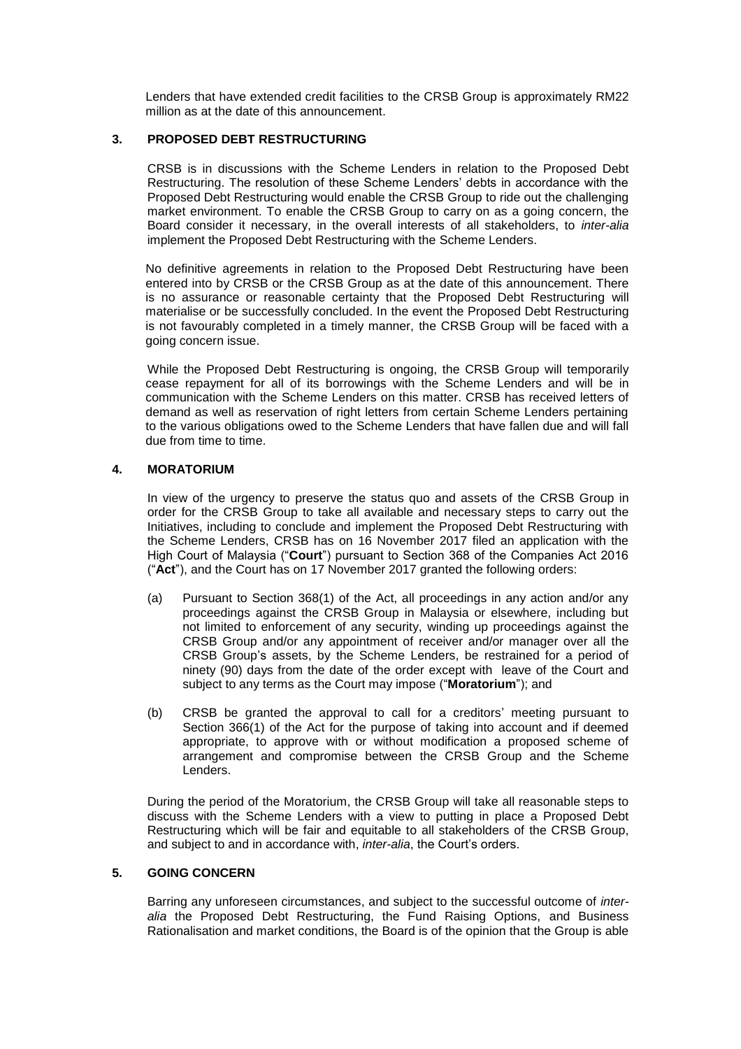Lenders that have extended credit facilities to the CRSB Group is approximately RM22 million as at the date of this announcement.

## 3. PROPOSED DEBT RESTRUCTURING

CRSB is in discussions with the Scheme Lenders in relation to the Proposed Debt Restructuring. The resolution of these Scheme Lenders' debts in accordance with the Proposed Debt Restructuring would enable the CRSB Group to ride out the challenging market environment. To enable the CRSB Group to carry on as a going concern, the Board consider it necessary, in the overall interests of all stakeholders, to *inter-alia* implement the Proposed Debt Restructuring with the Scheme Lenders.

No definitive agreements in relation to the Proposed Debt Restructuring have been entered into by CRSB or the CRSB Group as at the date of this announcement. There is no assurance or reasonable certainty that the Proposed Debt Restructuring will materialise or be successfully concluded. In the event the Proposed Debt Restructuring is not favourably completed in a timely manner, the CRSB Group will be faced with a going concern issue.

While the Proposed Debt Restructuring is ongoing, the CRSB Group will temporarily cease repayment for all of its borrowings with the Scheme Lenders and will be in communication with the Scheme Lenders on this matter. CRSB has received letters of demand as well as reservation of right letters from certain Scheme Lenders pertaining to the various obligations owed to the Scheme Lenders that have fallen due and will fall due from time to time.

## 4. MORATORIUM

In view of the urgency to preserve the status quo and assets of the CRSB Group in order for the CRSB Group to take all available and necessary steps to carry out the Initiatives, including to conclude and implement the Proposed Debt Restructuring with the Scheme Lenders, CRSB has on 16 November 2017 filed an application with the High Court of Malaysia ("**Court**") pursuant to Section 368 of the Companies Act 2016 ("**Act**"), and the Court has on 17 November 2017 granted the following orders:

(a) Pursuant to Section 368(1) of the Act, all proceedings in any action and/or any proceedings against the CRSB Group in Malaysia or elsewhere, including but not limited to enforcement of any security, winding up proceedings against the CRSB Group and/or any appointment of receiver and/or manager over all the CRSB Group's assets, by the Scheme Lenders, be restrained for a period of ninety (90) days from the date of the order except with leave of the Court and subject to any terms as the Court may impose ("**Moratorium**"); and

(b) CRSB be granted the approval to call for a creditors' meeting pursuant to Section 366(1) of the Act for the purpose of taking into account and if deemed appropriate, to approve with or without modification a proposed scheme of arrangement and compromise between the CRSB Group and the Scheme Lenders.

During the period of the Moratorium, the CRSB Group will take all reasonable steps to discuss with the Scheme Lenders with a view to putting in place a Proposed Debt Restructuring which will be fair and equitable to all stakeholders of the CRSB Group, and subject to and in accordance with, *inter-alia*, the Court's orders.

## 5. GOING CONCERN

Barring any unforeseen circumstances, and subject to the successful outcome of *inter-alia* the Proposed Debt Restructuring, the Fund Raising Options, and Business Rationalisation and market conditions, the Board is of the opinion that the Group is able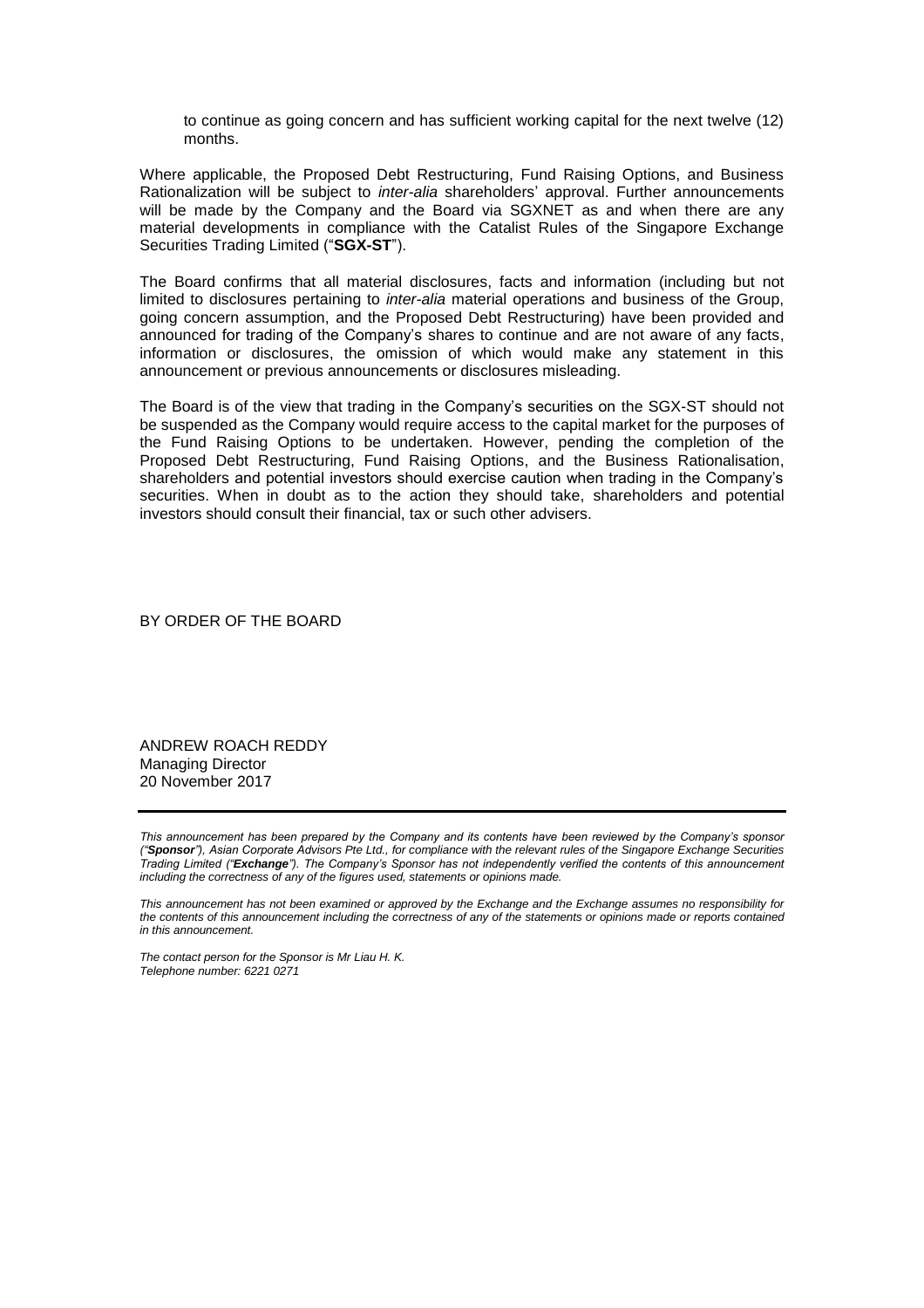to continue as going concern and has sufficient working capital for the next twelve (12) months.

Where applicable, the Proposed Debt Restructuring, Fund Raising Options, and Business Rationalization will be subject to *inter-alia* shareholders' approval. Further announcements will be made by the Company and the Board via SGXNET as and when there are any material developments in compliance with the Catalist Rules of the Singapore Exchange Securities Trading Limited ("**SGX-ST**").

The Board confirms that all material disclosures, facts and information (including but not limited to disclosures pertaining to *inter-alia* material operations and business of the Group, going concern assumption, and the Proposed Debt Restructuring) have been provided and announced for trading of the Company's shares to continue and are not aware of any facts, information or disclosures, the omission of which would make any statement in this announcement or previous announcements or disclosures misleading.

The Board is of the view that trading in the Company's securities on the SGX-ST should not be suspended as the Company would require access to the capital market for the purposes of the Fund Raising Options to be undertaken. However, pending the completion of the Proposed Debt Restructuring, Fund Raising Options, and the Business Rationalisation, shareholders and potential investors should exercise caution when trading in the Company's securities. When in doubt as to the action they should take, shareholders and potential investors should consult their financial, tax or such other advisers.

BY ORDER OF THE BOARD

ANDREW ROACH REDDY
Managing Director
20 November 2017

---

*This announcement has been prepared by the Company and its contents have been reviewed by the Company's sponsor ("**Sponsor**"), Asian Corporate Advisors Pte Ltd., for compliance with the relevant rules of the Singapore Exchange Securities Trading Limited ("**Exchange**"). The Company's Sponsor has not independently verified the contents of this announcement including the correctness of any of the figures used, statements or opinions made.*

*This announcement has not been examined or approved by the Exchange and the Exchange assumes no responsibility for the contents of this announcement including the correctness of any of the statements or opinions made or reports contained in this announcement.*

*The contact person for the Sponsor is Mr Liau H. K.*
*Telephone number: 6221 0271*